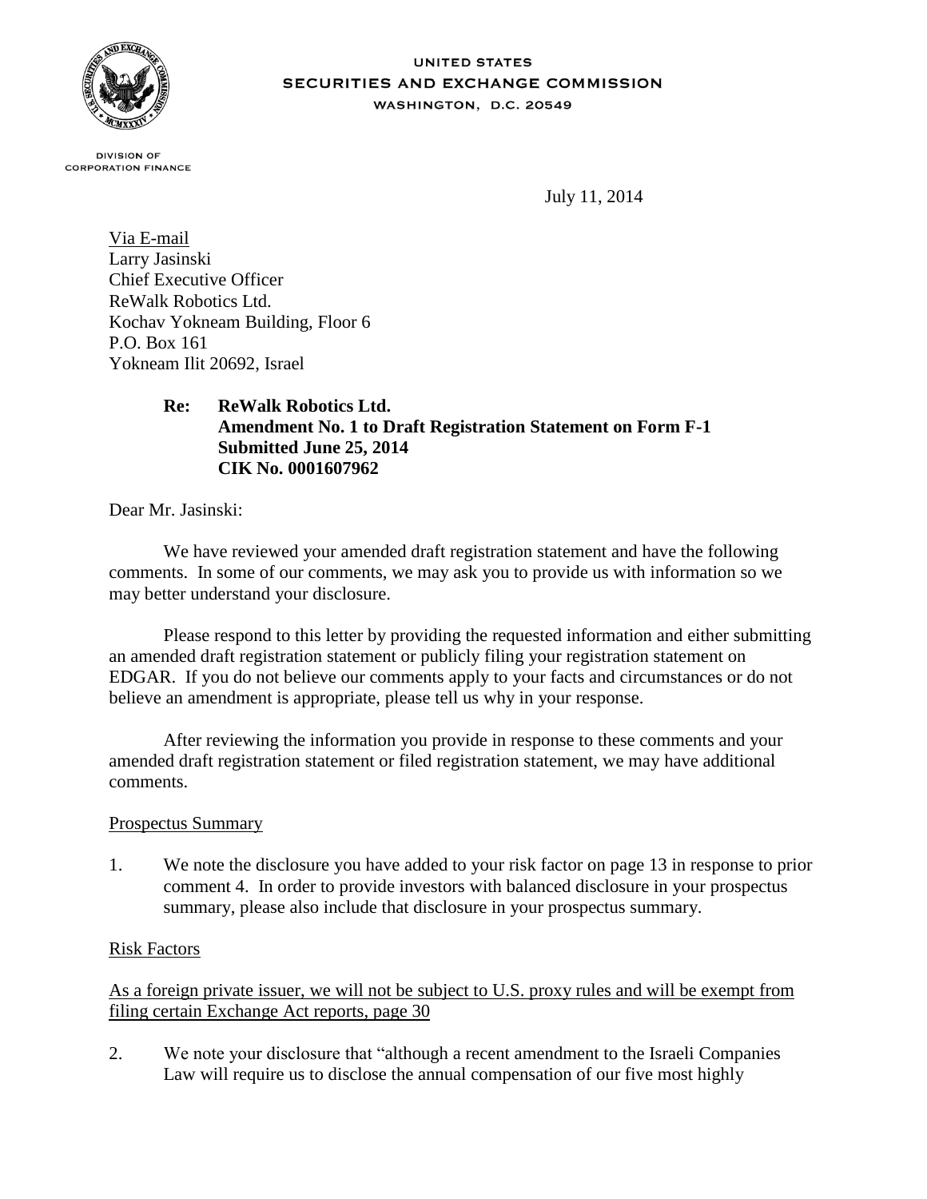UNITED STATES
SECURITIES AND EXCHANGE COMMISSION
WASHINGTON, D.C. 20549

DIVISION OF
CORPORATION FINANCE

July 11, 2014

Via E-mail
Larry Jasinski
Chief Executive Officer
ReWalk Robotics Ltd.
Kochav Yokneam Building, Floor 6
P.O. Box 161
Yokneam Ilit 20692, Israel

**Re: ReWalk Robotics Ltd.
Amendment No. 1 to Draft Registration Statement on Form F-1
Submitted June 25, 2014
CIK No. 0001607962**

Dear Mr. Jasinski:

We have reviewed your amended draft registration statement and have the following comments. In some of our comments, we may ask you to provide us with information so we may better understand your disclosure.

Please respond to this letter by providing the requested information and either submitting an amended draft registration statement or publicly filing your registration statement on EDGAR. If you do not believe our comments apply to your facts and circumstances or do not believe an amendment is appropriate, please tell us why in your response.

After reviewing the information you provide in response to these comments and your amended draft registration statement or filed registration statement, we may have additional comments.

Prospectus Summary

1. We note the disclosure you have added to your risk factor on page 13 in response to prior comment 4. In order to provide investors with balanced disclosure in your prospectus summary, please also include that disclosure in your prospectus summary.

Risk Factors

As a foreign private issuer, we will not be subject to U.S. proxy rules and will be exempt from filing certain Exchange Act reports, page 30

2. We note your disclosure that "although a recent amendment to the Israeli Companies Law will require us to disclose the annual compensation of our five most highly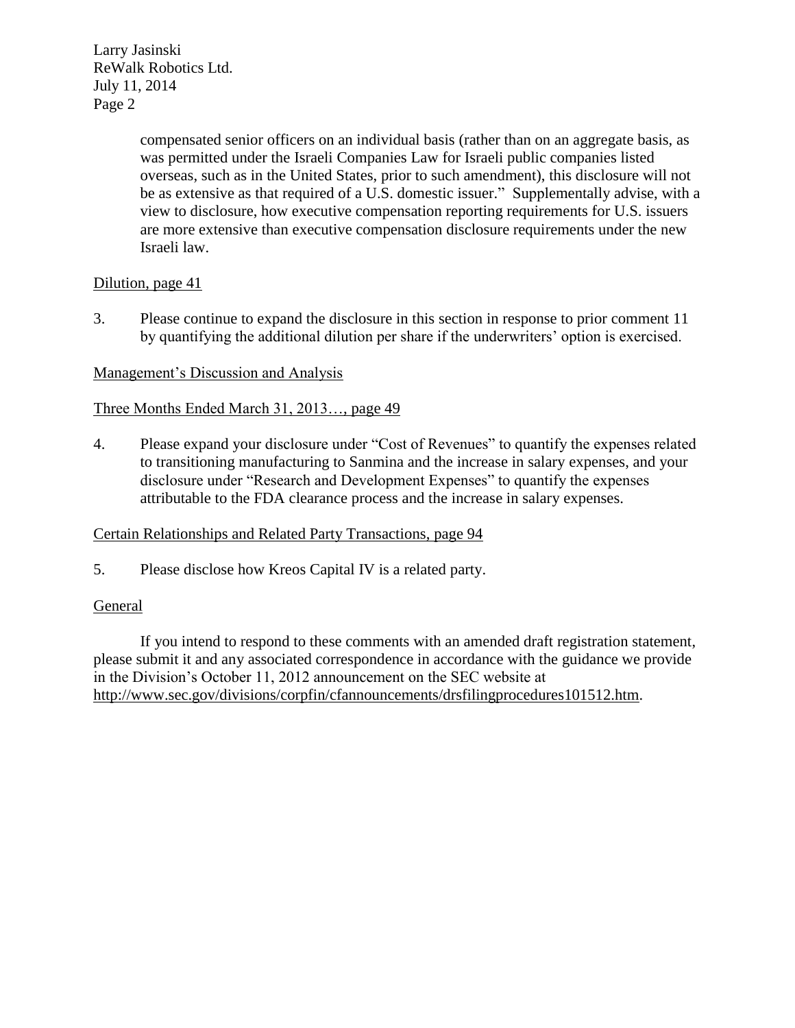compensated senior officers on an individual basis (rather than on an aggregate basis, as was permitted under the Israeli Companies Law for Israeli public companies listed overseas, such as in the United States, prior to such amendment), this disclosure will not be as extensive as that required of a U.S. domestic issuer." Supplementally advise, with a view to disclosure, how executive compensation reporting requirements for U.S. issuers are more extensive than executive compensation disclosure requirements under the new Israeli law.

Dilution, page 41

3. Please continue to expand the disclosure in this section in response to prior comment 11 by quantifying the additional dilution per share if the underwriters' option is exercised.

Management's Discussion and Analysis

Three Months Ended March 31, 2013…, page 49

4. Please expand your disclosure under "Cost of Revenues" to quantify the expenses related to transitioning manufacturing to Sanmina and the increase in salary expenses, and your disclosure under "Research and Development Expenses" to quantify the expenses attributable to the FDA clearance process and the increase in salary expenses.

Certain Relationships and Related Party Transactions, page 94

5. Please disclose how Kreos Capital IV is a related party.

General

If you intend to respond to these comments with an amended draft registration statement, please submit it and any associated correspondence in accordance with the guidance we provide in the Division's October 11, 2012 announcement on the SEC website at http://www.sec.gov/divisions/corpfin/cfannouncements/drsfilingprocedures101512.htm.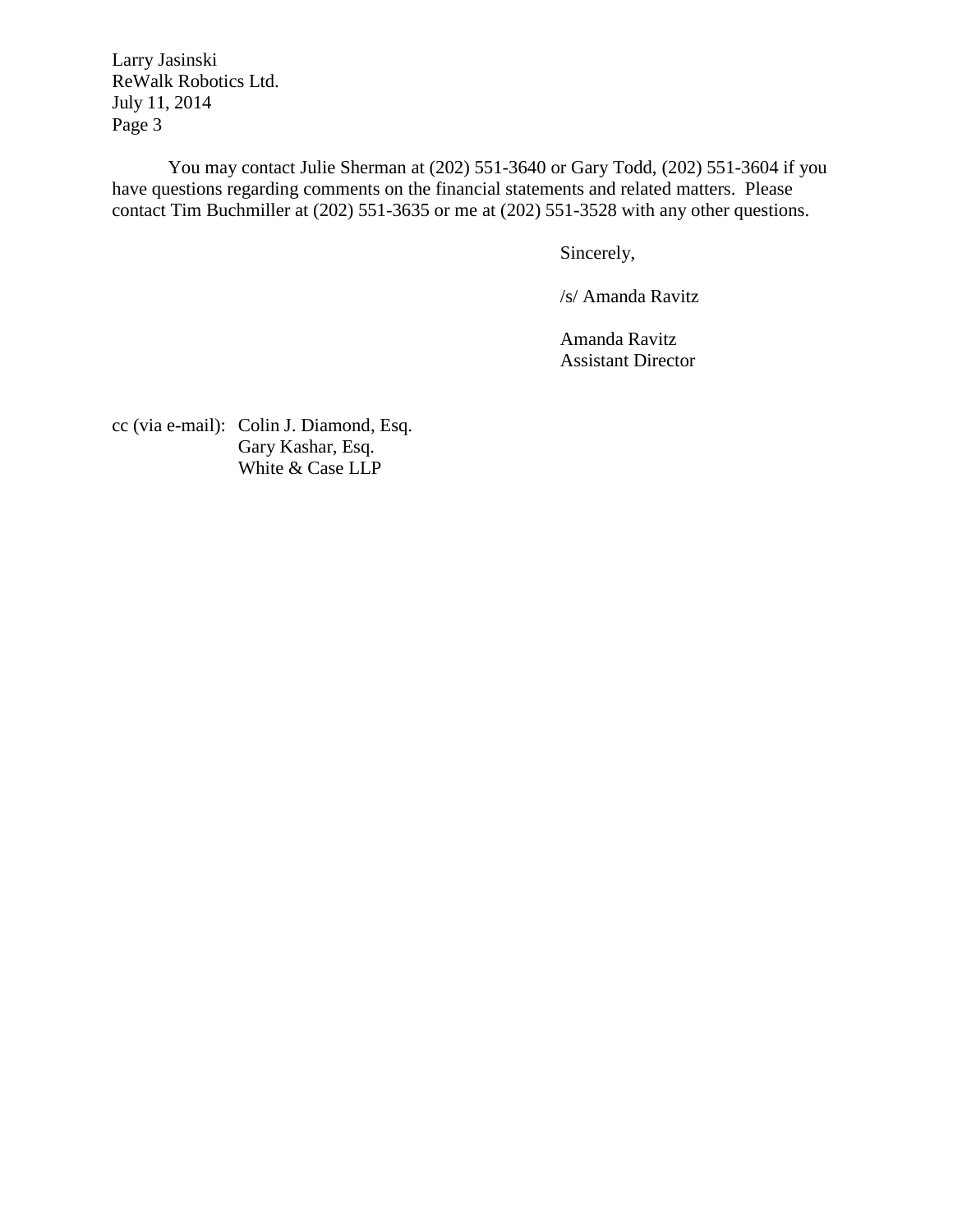You may contact Julie Sherman at (202) 551-3640 or Gary Todd, (202) 551-3604 if you have questions regarding comments on the financial statements and related matters. Please contact Tim Buchmiller at (202) 551-3635 or me at (202) 551-3528 with any other questions.

Sincerely,

/s/ Amanda Ravitz

Amanda Ravitz
Assistant Director

cc (via e-mail): Colin J. Diamond, Esq.
Gary Kashar, Esq.
White & Case LLP